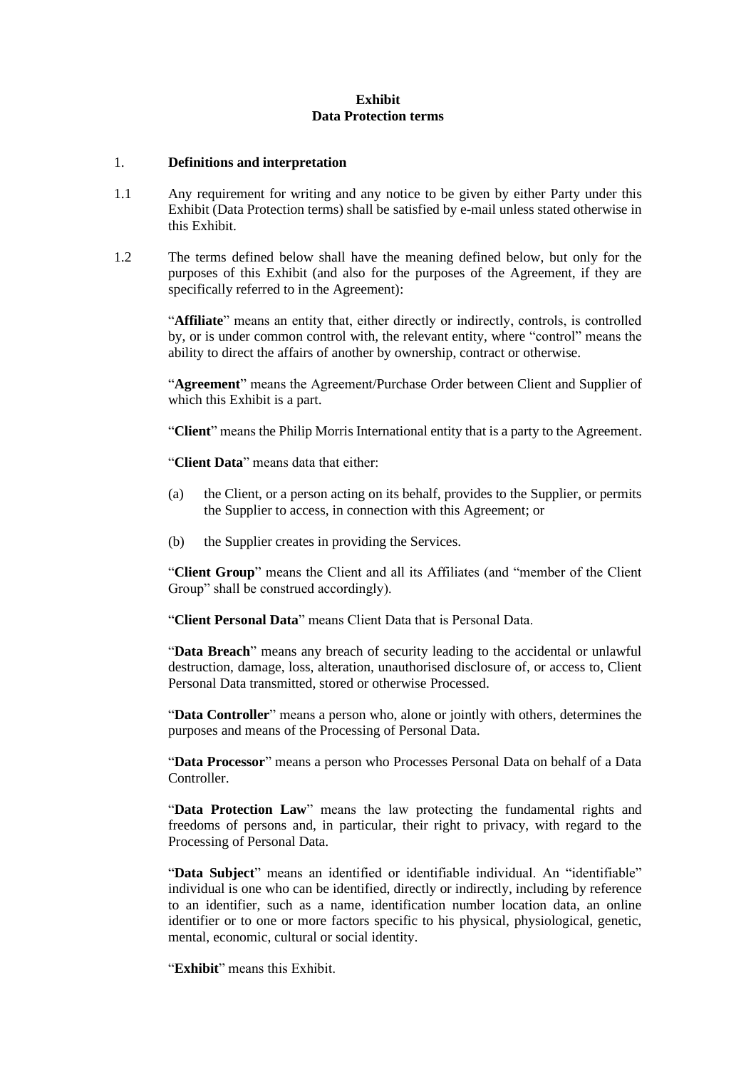**Exhibit**
**Data Protection terms**

1. **Definitions and interpretation**

1.1 Any requirement for writing and any notice to be given by either Party under this Exhibit (Data Protection terms) shall be satisfied by e-mail unless stated otherwise in this Exhibit.

1.2 The terms defined below shall have the meaning defined below, but only for the purposes of this Exhibit (and also for the purposes of the Agreement, if they are specifically referred to in the Agreement):

"**Affiliate**" means an entity that, either directly or indirectly, controls, is controlled by, or is under common control with, the relevant entity, where "control" means the ability to direct the affairs of another by ownership, contract or otherwise.

"**Agreement**" means the Agreement/Purchase Order between Client and Supplier of which this Exhibit is a part.

"**Client**" means the Philip Morris International entity that is a party to the Agreement.

"**Client Data**" means data that either:

(a) the Client, or a person acting on its behalf, provides to the Supplier, or permits the Supplier to access, in connection with this Agreement; or

(b) the Supplier creates in providing the Services.

"**Client Group**" means the Client and all its Affiliates (and "member of the Client Group" shall be construed accordingly).

"**Client Personal Data**" means Client Data that is Personal Data.

"**Data Breach**" means any breach of security leading to the accidental or unlawful destruction, damage, loss, alteration, unauthorised disclosure of, or access to, Client Personal Data transmitted, stored or otherwise Processed.

"**Data Controller**" means a person who, alone or jointly with others, determines the purposes and means of the Processing of Personal Data.

"**Data Processor**" means a person who Processes Personal Data on behalf of a Data Controller.

"**Data Protection Law**" means the law protecting the fundamental rights and freedoms of persons and, in particular, their right to privacy, with regard to the Processing of Personal Data.

"**Data Subject**" means an identified or identifiable individual. An "identifiable" individual is one who can be identified, directly or indirectly, including by reference to an identifier, such as a name, identification number location data, an online identifier or to one or more factors specific to his physical, physiological, genetic, mental, economic, cultural or social identity.

"**Exhibit**" means this Exhibit.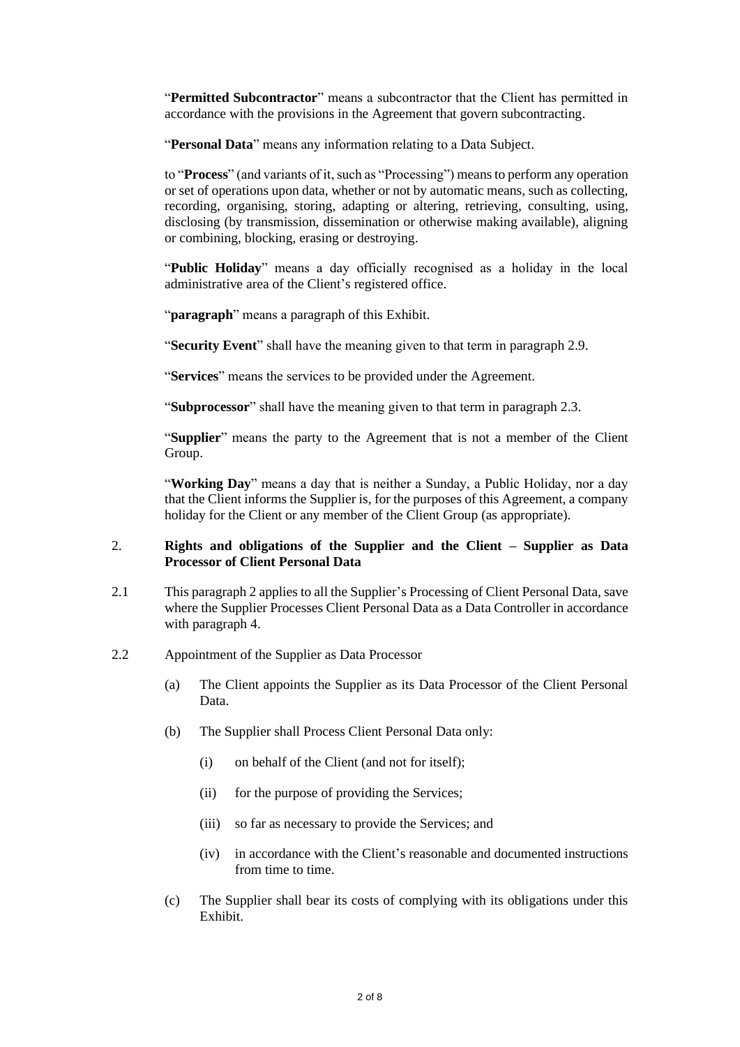"**Permitted Subcontractor**" means a subcontractor that the Client has permitted in accordance with the provisions in the Agreement that govern subcontracting.

"**Personal Data**" means any information relating to a Data Subject.

to "**Process**" (and variants of it, such as "Processing") means to perform any operation or set of operations upon data, whether or not by automatic means, such as collecting, recording, organising, storing, adapting or altering, retrieving, consulting, using, disclosing (by transmission, dissemination or otherwise making available), aligning or combining, blocking, erasing or destroying.

"**Public Holiday**" means a day officially recognised as a holiday in the local administrative area of the Client's registered office.

"**paragraph**" means a paragraph of this Exhibit.

"**Security Event**" shall have the meaning given to that term in paragraph 2.9.

"**Services**" means the services to be provided under the Agreement.

"**Subprocessor**" shall have the meaning given to that term in paragraph 2.3.

"**Supplier**" means the party to the Agreement that is not a member of the Client Group.

"**Working Day**" means a day that is neither a Sunday, a Public Holiday, nor a day that the Client informs the Supplier is, for the purposes of this Agreement, a company holiday for the Client or any member of the Client Group (as appropriate).

## 2. Rights and obligations of the Supplier and the Client – Supplier as Data Processor of Client Personal Data

2.1 This paragraph 2 applies to all the Supplier's Processing of Client Personal Data, save where the Supplier Processes Client Personal Data as a Data Controller in accordance with paragraph 4.

2.2 Appointment of the Supplier as Data Processor

(a) The Client appoints the Supplier as its Data Processor of the Client Personal Data.

(b) The Supplier shall Process Client Personal Data only:

(i) on behalf of the Client (and not for itself);

(ii) for the purpose of providing the Services;

(iii) so far as necessary to provide the Services; and

(iv) in accordance with the Client's reasonable and documented instructions from time to time.

(c) The Supplier shall bear its costs of complying with its obligations under this Exhibit.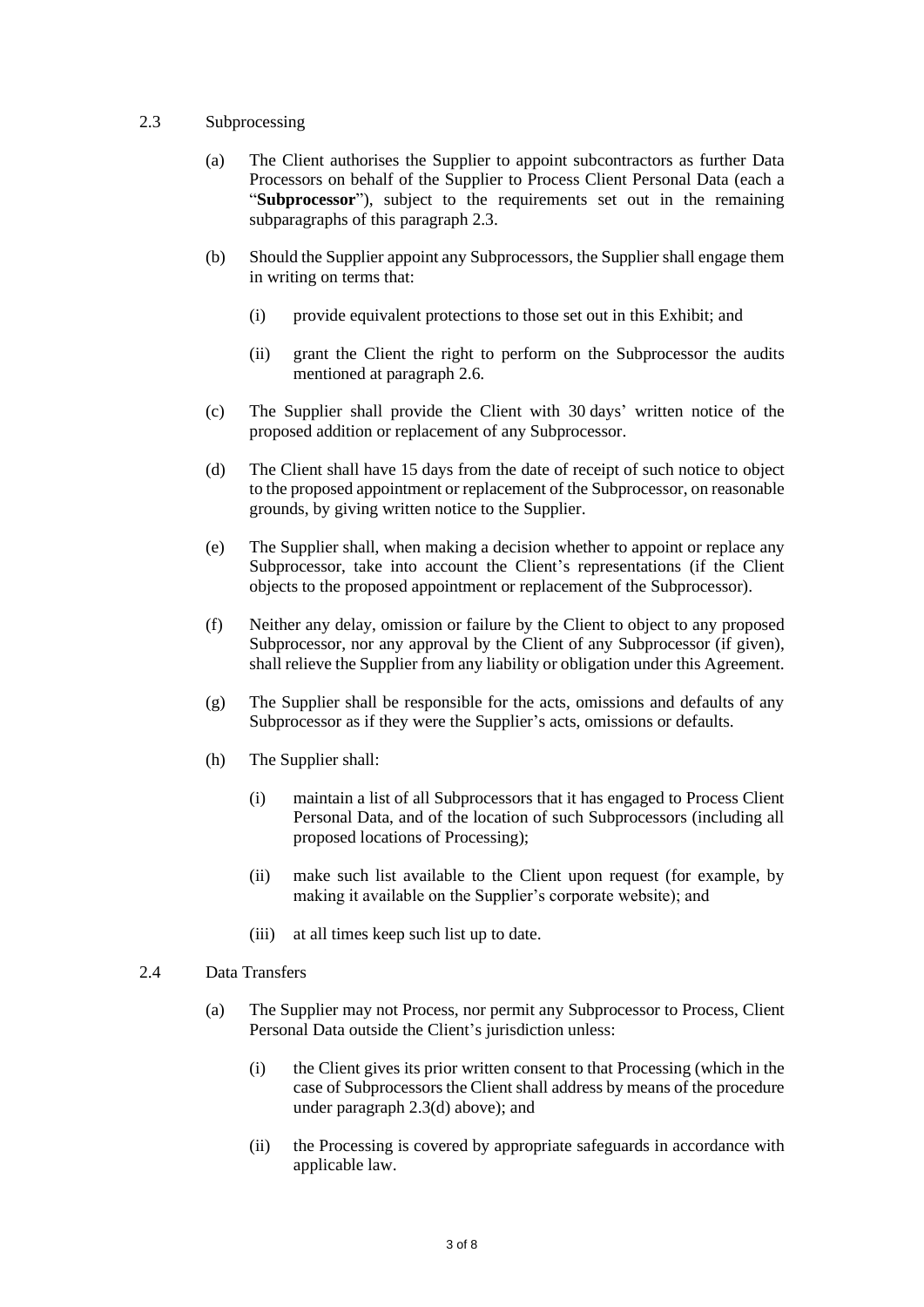2.3 Subprocessing

(a) The Client authorises the Supplier to appoint subcontractors as further Data Processors on behalf of the Supplier to Process Client Personal Data (each a "**Subprocessor**"), subject to the requirements set out in the remaining subparagraphs of this paragraph 2.3.

(b) Should the Supplier appoint any Subprocessors, the Supplier shall engage them in writing on terms that:

(i) provide equivalent protections to those set out in this Exhibit; and

(ii) grant the Client the right to perform on the Subprocessor the audits mentioned at paragraph 2.6.

(c) The Supplier shall provide the Client with 30 days' written notice of the proposed addition or replacement of any Subprocessor.

(d) The Client shall have 15 days from the date of receipt of such notice to object to the proposed appointment or replacement of the Subprocessor, on reasonable grounds, by giving written notice to the Supplier.

(e) The Supplier shall, when making a decision whether to appoint or replace any Subprocessor, take into account the Client's representations (if the Client objects to the proposed appointment or replacement of the Subprocessor).

(f) Neither any delay, omission or failure by the Client to object to any proposed Subprocessor, nor any approval by the Client of any Subprocessor (if given), shall relieve the Supplier from any liability or obligation under this Agreement.

(g) The Supplier shall be responsible for the acts, omissions and defaults of any Subprocessor as if they were the Supplier's acts, omissions or defaults.

(h) The Supplier shall:

(i) maintain a list of all Subprocessors that it has engaged to Process Client Personal Data, and of the location of such Subprocessors (including all proposed locations of Processing);

(ii) make such list available to the Client upon request (for example, by making it available on the Supplier's corporate website); and

(iii) at all times keep such list up to date.

2.4 Data Transfers

(a) The Supplier may not Process, nor permit any Subprocessor to Process, Client Personal Data outside the Client's jurisdiction unless:

(i) the Client gives its prior written consent to that Processing (which in the case of Subprocessors the Client shall address by means of the procedure under paragraph 2.3(d) above); and

(ii) the Processing is covered by appropriate safeguards in accordance with applicable law.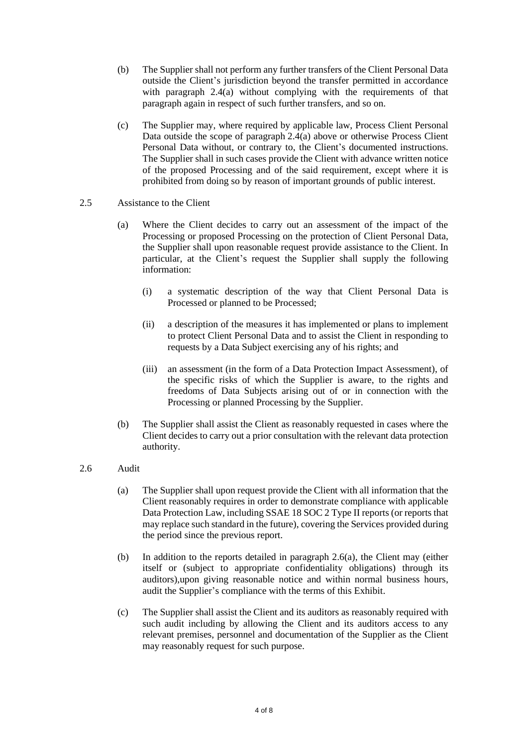(b) The Supplier shall not perform any further transfers of the Client Personal Data outside the Client's jurisdiction beyond the transfer permitted in accordance with paragraph 2.4(a) without complying with the requirements of that paragraph again in respect of such further transfers, and so on.

(c) The Supplier may, where required by applicable law, Process Client Personal Data outside the scope of paragraph 2.4(a) above or otherwise Process Client Personal Data without, or contrary to, the Client's documented instructions. The Supplier shall in such cases provide the Client with advance written notice of the proposed Processing and of the said requirement, except where it is prohibited from doing so by reason of important grounds of public interest.

2.5 Assistance to the Client

(a) Where the Client decides to carry out an assessment of the impact of the Processing or proposed Processing on the protection of Client Personal Data, the Supplier shall upon reasonable request provide assistance to the Client. In particular, at the Client's request the Supplier shall supply the following information:

(i) a systematic description of the way that Client Personal Data is Processed or planned to be Processed;

(ii) a description of the measures it has implemented or plans to implement to protect Client Personal Data and to assist the Client in responding to requests by a Data Subject exercising any of his rights; and

(iii) an assessment (in the form of a Data Protection Impact Assessment), of the specific risks of which the Supplier is aware, to the rights and freedoms of Data Subjects arising out of or in connection with the Processing or planned Processing by the Supplier.

(b) The Supplier shall assist the Client as reasonably requested in cases where the Client decides to carry out a prior consultation with the relevant data protection authority.

2.6 Audit

(a) The Supplier shall upon request provide the Client with all information that the Client reasonably requires in order to demonstrate compliance with applicable Data Protection Law, including SSAE 18 SOC 2 Type II reports (or reports that may replace such standard in the future), covering the Services provided during the period since the previous report.

(b) In addition to the reports detailed in paragraph 2.6(a), the Client may (either itself or (subject to appropriate confidentiality obligations) through its auditors),upon giving reasonable notice and within normal business hours, audit the Supplier's compliance with the terms of this Exhibit.

(c) The Supplier shall assist the Client and its auditors as reasonably required with such audit including by allowing the Client and its auditors access to any relevant premises, personnel and documentation of the Supplier as the Client may reasonably request for such purpose.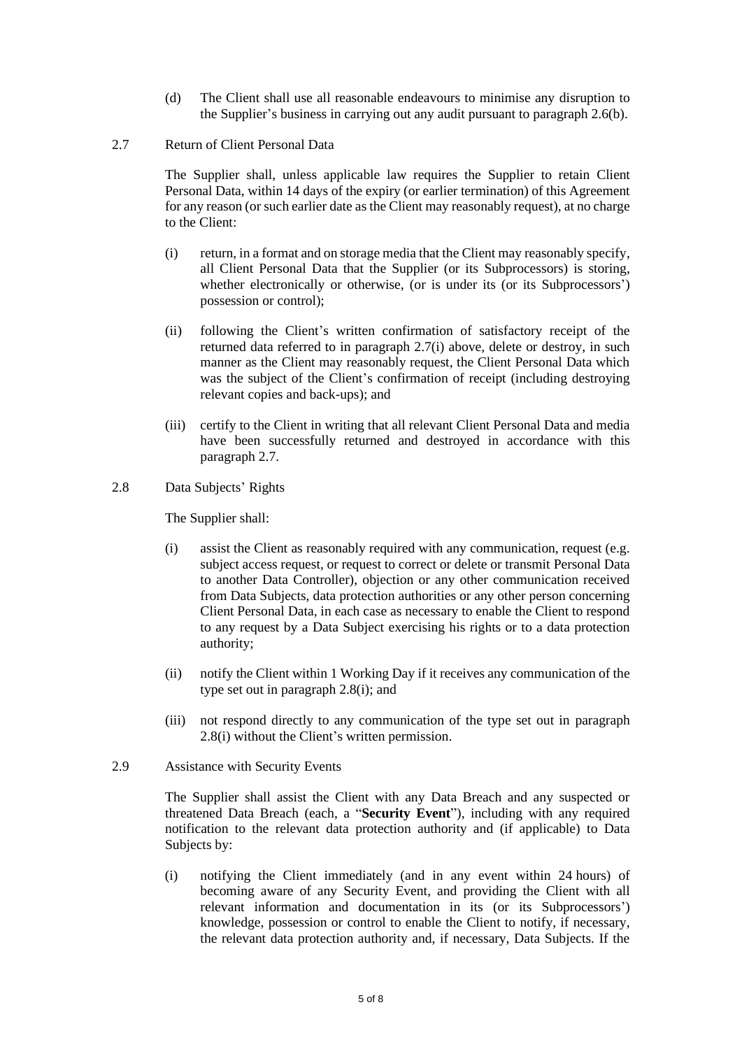(d) The Client shall use all reasonable endeavours to minimise any disruption to the Supplier's business in carrying out any audit pursuant to paragraph 2.6(b).

2.7 Return of Client Personal Data

The Supplier shall, unless applicable law requires the Supplier to retain Client Personal Data, within 14 days of the expiry (or earlier termination) of this Agreement for any reason (or such earlier date as the Client may reasonably request), at no charge to the Client:

(i) return, in a format and on storage media that the Client may reasonably specify, all Client Personal Data that the Supplier (or its Subprocessors) is storing, whether electronically or otherwise, (or is under its (or its Subprocessors') possession or control);

(ii) following the Client's written confirmation of satisfactory receipt of the returned data referred to in paragraph 2.7(i) above, delete or destroy, in such manner as the Client may reasonably request, the Client Personal Data which was the subject of the Client's confirmation of receipt (including destroying relevant copies and back-ups); and

(iii) certify to the Client in writing that all relevant Client Personal Data and media have been successfully returned and destroyed in accordance with this paragraph 2.7.

2.8 Data Subjects' Rights

The Supplier shall:

(i) assist the Client as reasonably required with any communication, request (e.g. subject access request, or request to correct or delete or transmit Personal Data to another Data Controller), objection or any other communication received from Data Subjects, data protection authorities or any other person concerning Client Personal Data, in each case as necessary to enable the Client to respond to any request by a Data Subject exercising his rights or to a data protection authority;

(ii) notify the Client within 1 Working Day if it receives any communication of the type set out in paragraph 2.8(i); and

(iii) not respond directly to any communication of the type set out in paragraph 2.8(i) without the Client's written permission.

2.9 Assistance with Security Events

The Supplier shall assist the Client with any Data Breach and any suspected or threatened Data Breach (each, a "**Security Event**"), including with any required notification to the relevant data protection authority and (if applicable) to Data Subjects by:

(i) notifying the Client immediately (and in any event within 24 hours) of becoming aware of any Security Event, and providing the Client with all relevant information and documentation in its (or its Subprocessors') knowledge, possession or control to enable the Client to notify, if necessary, the relevant data protection authority and, if necessary, Data Subjects. If the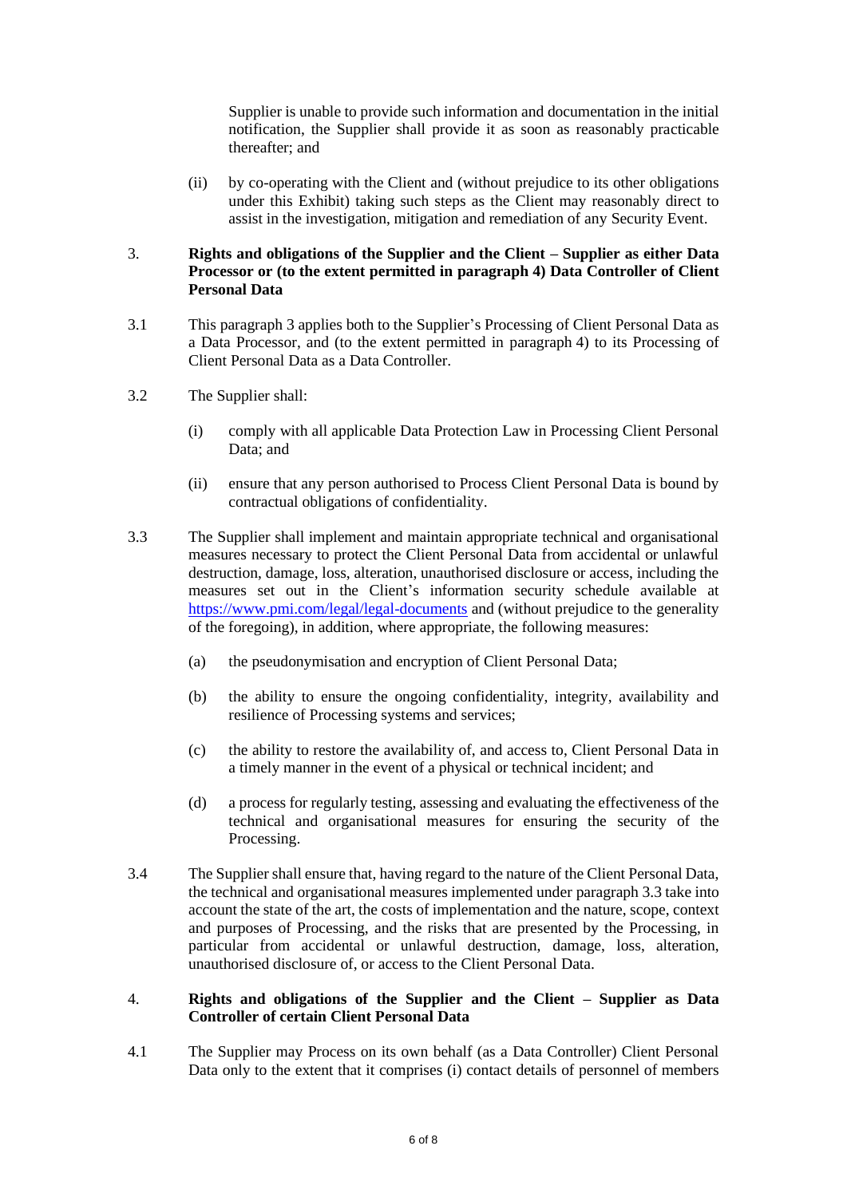Supplier is unable to provide such information and documentation in the initial notification, the Supplier shall provide it as soon as reasonably practicable thereafter; and

(ii) by co-operating with the Client and (without prejudice to its other obligations under this Exhibit) taking such steps as the Client may reasonably direct to assist in the investigation, mitigation and remediation of any Security Event.

## 3. Rights and obligations of the Supplier and the Client – Supplier as either Data Processor or (to the extent permitted in paragraph 4) Data Controller of Client Personal Data

3.1 This paragraph 3 applies both to the Supplier's Processing of Client Personal Data as a Data Processor, and (to the extent permitted in paragraph 4) to its Processing of Client Personal Data as a Data Controller.

3.2 The Supplier shall:

(i) comply with all applicable Data Protection Law in Processing Client Personal Data; and

(ii) ensure that any person authorised to Process Client Personal Data is bound by contractual obligations of confidentiality.

3.3 The Supplier shall implement and maintain appropriate technical and organisational measures necessary to protect the Client Personal Data from accidental or unlawful destruction, damage, loss, alteration, unauthorised disclosure or access, including the measures set out in the Client's information security schedule available at [https://www.pmi.com/legal/legal-documents](https://www.pmi.com/legal/legal-documents) and (without prejudice to the generality of the foregoing), in addition, where appropriate, the following measures:

(a) the pseudonymisation and encryption of Client Personal Data;

(b) the ability to ensure the ongoing confidentiality, integrity, availability and resilience of Processing systems and services;

(c) the ability to restore the availability of, and access to, Client Personal Data in a timely manner in the event of a physical or technical incident; and

(d) a process for regularly testing, assessing and evaluating the effectiveness of the technical and organisational measures for ensuring the security of the Processing.

3.4 The Supplier shall ensure that, having regard to the nature of the Client Personal Data, the technical and organisational measures implemented under paragraph 3.3 take into account the state of the art, the costs of implementation and the nature, scope, context and purposes of Processing, and the risks that are presented by the Processing, in particular from accidental or unlawful destruction, damage, loss, alteration, unauthorised disclosure of, or access to the Client Personal Data.

## 4. Rights and obligations of the Supplier and the Client – Supplier as Data Controller of certain Client Personal Data

4.1 The Supplier may Process on its own behalf (as a Data Controller) Client Personal Data only to the extent that it comprises (i) contact details of personnel of members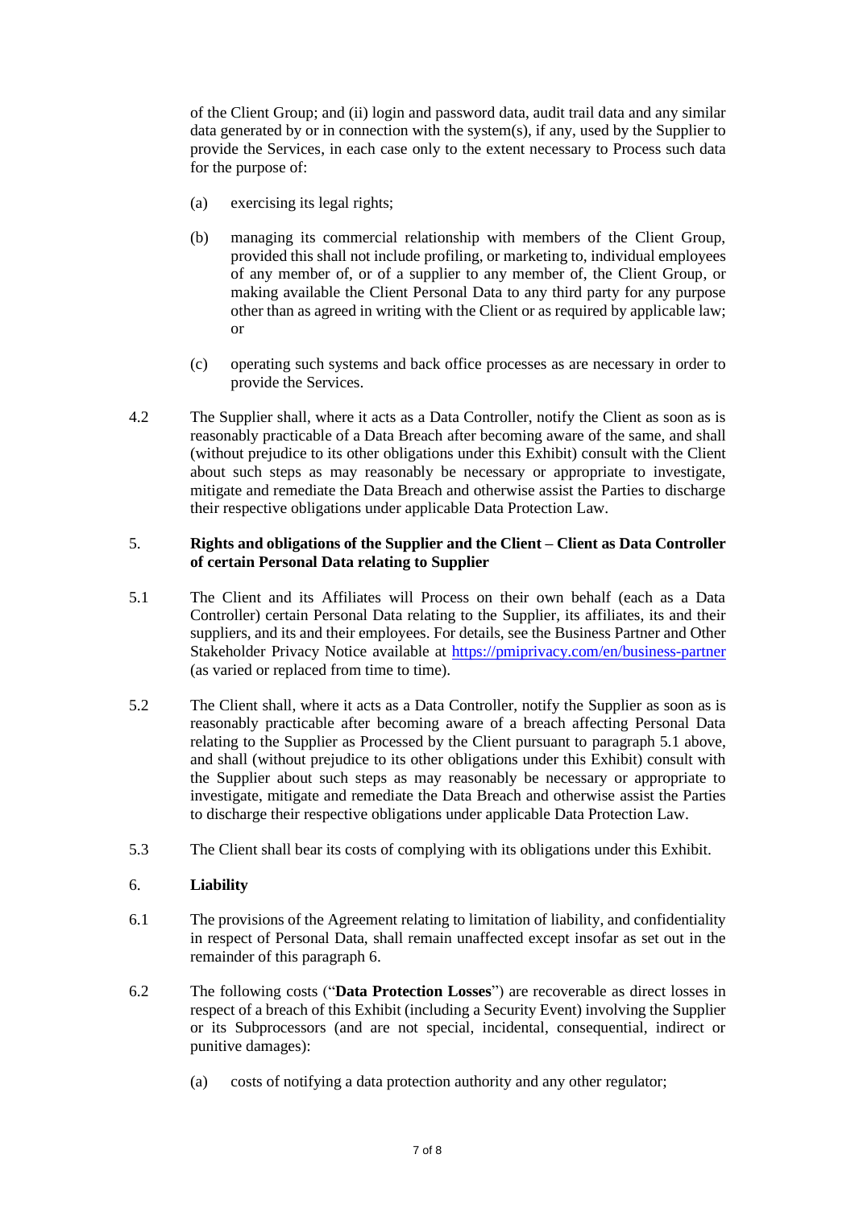of the Client Group; and (ii) login and password data, audit trail data and any similar data generated by or in connection with the system(s), if any, used by the Supplier to provide the Services, in each case only to the extent necessary to Process such data for the purpose of:

(a) exercising its legal rights;

(b) managing its commercial relationship with members of the Client Group, provided this shall not include profiling, or marketing to, individual employees of any member of, or of a supplier to any member of, the Client Group, or making available the Client Personal Data to any third party for any purpose other than as agreed in writing with the Client or as required by applicable law; or

(c) operating such systems and back office processes as are necessary in order to provide the Services.

4.2 The Supplier shall, where it acts as a Data Controller, notify the Client as soon as is reasonably practicable of a Data Breach after becoming aware of the same, and shall (without prejudice to its other obligations under this Exhibit) consult with the Client about such steps as may reasonably be necessary or appropriate to investigate, mitigate and remediate the Data Breach and otherwise assist the Parties to discharge their respective obligations under applicable Data Protection Law.

## 5. Rights and obligations of the Supplier and the Client – Client as Data Controller of certain Personal Data relating to Supplier

5.1 The Client and its Affiliates will Process on their own behalf (each as a Data Controller) certain Personal Data relating to the Supplier, its affiliates, its and their suppliers, and its and their employees. For details, see the Business Partner and Other Stakeholder Privacy Notice available at [https://pmiprivacy.com/en/business-partner](https://pmiprivacy.com/en/business-partner) (as varied or replaced from time to time).

5.2 The Client shall, where it acts as a Data Controller, notify the Supplier as soon as is reasonably practicable after becoming aware of a breach affecting Personal Data relating to the Supplier as Processed by the Client pursuant to paragraph 5.1 above, and shall (without prejudice to its other obligations under this Exhibit) consult with the Supplier about such steps as may reasonably be necessary or appropriate to investigate, mitigate and remediate the Data Breach and otherwise assist the Parties to discharge their respective obligations under applicable Data Protection Law.

5.3 The Client shall bear its costs of complying with its obligations under this Exhibit.

## 6. Liability

6.1 The provisions of the Agreement relating to limitation of liability, and confidentiality in respect of Personal Data, shall remain unaffected except insofar as set out in the remainder of this paragraph 6.

6.2 The following costs ("**Data Protection Losses**") are recoverable as direct losses in respect of a breach of this Exhibit (including a Security Event) involving the Supplier or its Subprocessors (and are not special, incidental, consequential, indirect or punitive damages):

(a) costs of notifying a data protection authority and any other regulator;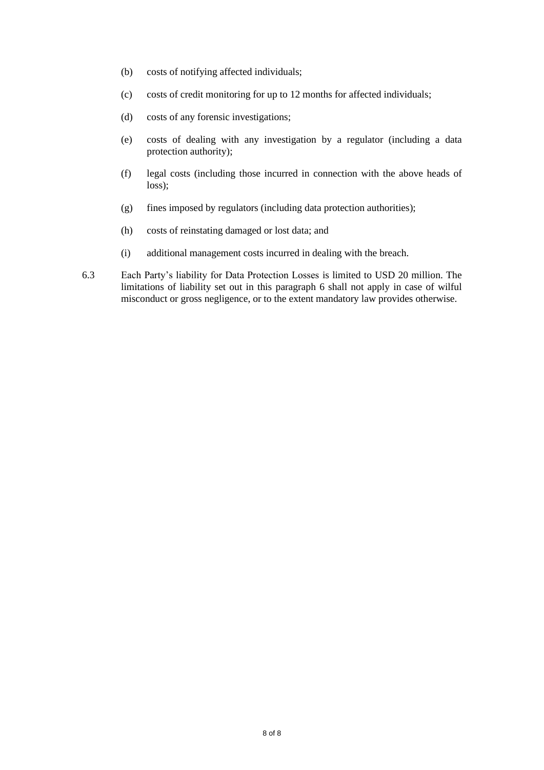(b) costs of notifying affected individuals;

(c) costs of credit monitoring for up to 12 months for affected individuals;

(d) costs of any forensic investigations;

(e) costs of dealing with any investigation by a regulator (including a data protection authority);

(f) legal costs (including those incurred in connection with the above heads of loss);

(g) fines imposed by regulators (including data protection authorities);

(h) costs of reinstating damaged or lost data; and

(i) additional management costs incurred in dealing with the breach.

6.3 Each Party's liability for Data Protection Losses is limited to USD 20 million. The limitations of liability set out in this paragraph 6 shall not apply in case of wilful misconduct or gross negligence, or to the extent mandatory law provides otherwise.